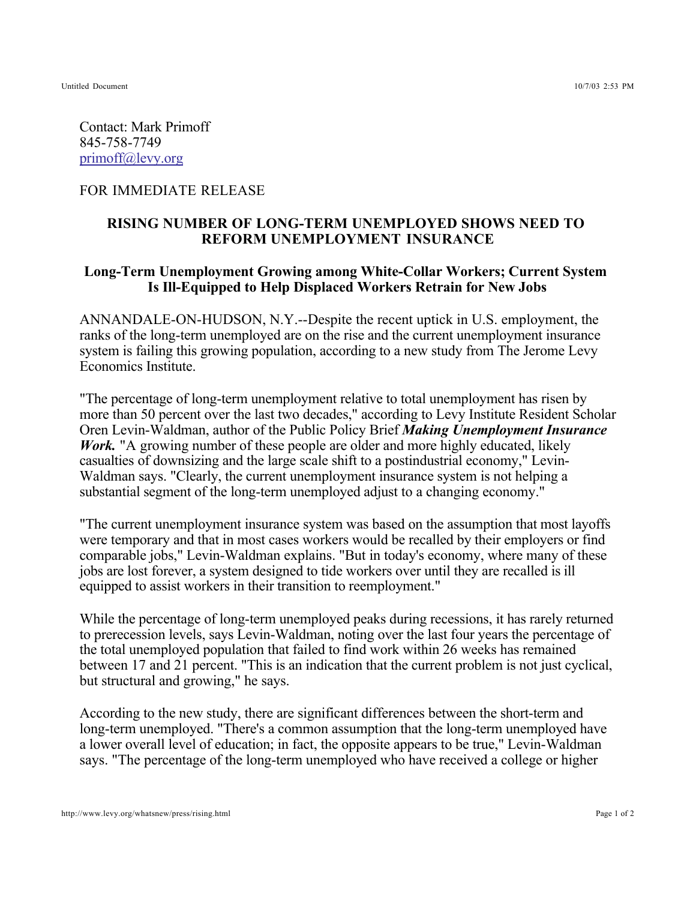Contact: Mark Primoff
845-758-7749
primoff@levy.org

FOR IMMEDIATE RELEASE

## RISING NUMBER OF LONG-TERM UNEMPLOYED SHOWS NEED TO REFORM UNEMPLOYMENT INSURANCE

### Long-Term Unemployment Growing among White-Collar Workers; Current System Is Ill-Equipped to Help Displaced Workers Retrain for New Jobs

ANNANDALE-ON-HUDSON, N.Y.--Despite the recent uptick in U.S. employment, the ranks of the long-term unemployed are on the rise and the current unemployment insurance system is failing this growing population, according to a new study from The Jerome Levy Economics Institute.

"The percentage of long-term unemployment relative to total unemployment has risen by more than 50 percent over the last two decades," according to Levy Institute Resident Scholar Oren Levin-Waldman, author of the Public Policy Brief ***Making Unemployment Insurance Work.*** "A growing number of these people are older and more highly educated, likely casualties of downsizing and the large scale shift to a postindustrial economy," Levin-Waldman says. "Clearly, the current unemployment insurance system is not helping a substantial segment of the long-term unemployed adjust to a changing economy."

"The current unemployment insurance system was based on the assumption that most layoffs were temporary and that in most cases workers would be recalled by their employers or find comparable jobs," Levin-Waldman explains. "But in today's economy, where many of these jobs are lost forever, a system designed to tide workers over until they are recalled is ill equipped to assist workers in their transition to reemployment."

While the percentage of long-term unemployed peaks during recessions, it has rarely returned to prerecession levels, says Levin-Waldman, noting over the last four years the percentage of the total unemployed population that failed to find work within 26 weeks has remained between 17 and 21 percent. "This is an indication that the current problem is not just cyclical, but structural and growing," he says.

According to the new study, there are significant differences between the short-term and long-term unemployed. "There's a common assumption that the long-term unemployed have a lower overall level of education; in fact, the opposite appears to be true," Levin-Waldman says. "The percentage of the long-term unemployed who have received a college or higher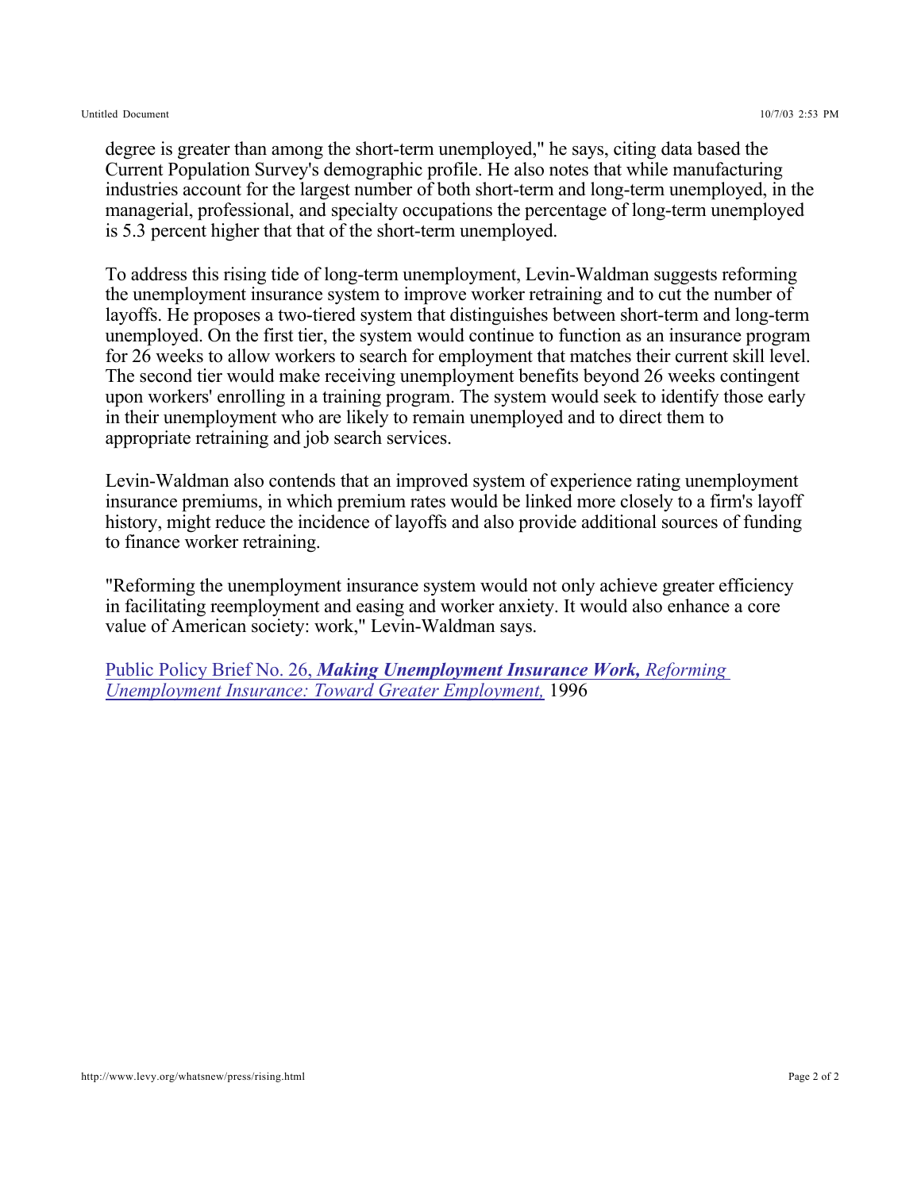degree is greater than among the short-term unemployed," he says, citing data based the Current Population Survey's demographic profile. He also notes that while manufacturing industries account for the largest number of both short-term and long-term unemployed, in the managerial, professional, and specialty occupations the percentage of long-term unemployed is 5.3 percent higher that that of the short-term unemployed.

To address this rising tide of long-term unemployment, Levin-Waldman suggests reforming the unemployment insurance system to improve worker retraining and to cut the number of layoffs. He proposes a two-tiered system that distinguishes between short-term and long-term unemployed. On the first tier, the system would continue to function as an insurance program for 26 weeks to allow workers to search for employment that matches their current skill level. The second tier would make receiving unemployment benefits beyond 26 weeks contingent upon workers' enrolling in a training program. The system would seek to identify those early in their unemployment who are likely to remain unemployed and to direct them to appropriate retraining and job search services.

Levin-Waldman also contends that an improved system of experience rating unemployment insurance premiums, in which premium rates would be linked more closely to a firm's layoff history, might reduce the incidence of layoffs and also provide additional sources of funding to finance worker retraining.

"Reforming the unemployment insurance system would not only achieve greater efficiency in facilitating reemployment and easing and worker anxiety. It would also enhance a core value of American society: work," Levin-Waldman says.

Public Policy Brief No. 26, ***Making Unemployment Insurance Work,*** *Reforming Unemployment Insurance: Toward Greater Employment,* 1996